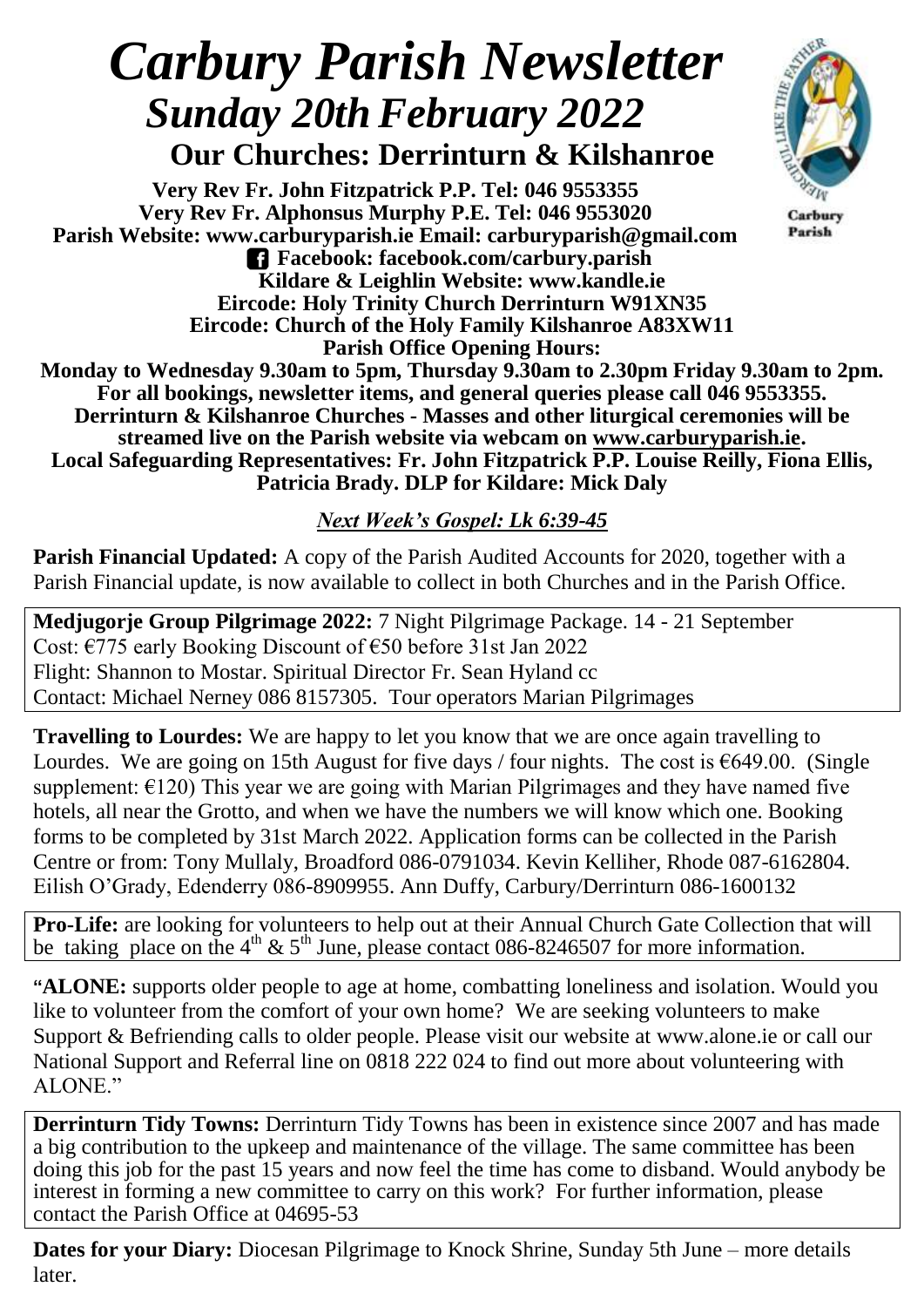# *Carbury Parish Newsletter*

## *Sunday 20th February 2022*

### Our Churches: Derrinturn & Kilshanroe

Carbury Parish

**Very Rev Fr. John Fitzpatrick P.P. Tel: 046 9553355**
**Very Rev Fr. Alphonsus Murphy P.E. Tel: 046 9553020**
**Parish Website: www.carburyparish.ie Email: carburyparish@gmail.com**
**Facebook: facebook.com/carbury.parish**
**Kildare & Leighlin Website: www.kandle.ie**
**Eircode: Holy Trinity Church Derrinturn W91XN35**
**Eircode: Church of the Holy Family Kilshanroe A83XW11**
**Parish Office Opening Hours:**
**Monday to Wednesday 9.30am to 5pm, Thursday 9.30am to 2.30pm Friday 9.30am to 2pm.**
**For all bookings, newsletter items, and general queries please call 046 9553355.**
**Derrinturn & Kilshanroe Churches - Masses and other liturgical ceremonies will be streamed live on the Parish website via webcam on www.carburyparish.ie.**
**Local Safeguarding Representatives: Fr. John Fitzpatrick P.P. Louise Reilly, Fiona Ellis, Patricia Brady. DLP for Kildare: Mick Daly**

***Next Week's Gospel: Lk 6:39-45***

**Parish Financial Updated:** A copy of the Parish Audited Accounts for 2020, together with a Parish Financial update, is now available to collect in both Churches and in the Parish Office.

**Medjugorje Group Pilgrimage 2022:** 7 Night Pilgrimage Package. 14 - 21 September
Cost: €775 early Booking Discount of €50 before 31st Jan 2022
Flight: Shannon to Mostar. Spiritual Director Fr. Sean Hyland cc
Contact: Michael Nerney 086 8157305. Tour operators Marian Pilgrimages

**Travelling to Lourdes:** We are happy to let you know that we are once again travelling to Lourdes. We are going on 15th August for five days / four nights. The cost is €649.00. (Single supplement: €120) This year we are going with Marian Pilgrimages and they have named five hotels, all near the Grotto, and when we have the numbers we will know which one. Booking forms to be completed by 31st March 2022. Application forms can be collected in the Parish Centre or from: Tony Mullaly, Broadford 086-0791034. Kevin Kelliher, Rhode 087-6162804. Eilish O'Grady, Edenderry 086-8909955. Ann Duffy, Carbury/Derrinturn 086-1600132

**Pro-Life:** are looking for volunteers to help out at their Annual Church Gate Collection that will be taking place on the 4th & 5th June, please contact 086-8246507 for more information.

"**ALONE:** supports older people to age at home, combatting loneliness and isolation. Would you like to volunteer from the comfort of your own home? We are seeking volunteers to make Support & Befriending calls to older people. Please visit our website at www.alone.ie or call our National Support and Referral line on 0818 222 024 to find out more about volunteering with ALONE."

**Derrinturn Tidy Towns:** Derrinturn Tidy Towns has been in existence since 2007 and has made a big contribution to the upkeep and maintenance of the village. The same committee has been doing this job for the past 15 years and now feel the time has come to disband. Would anybody be interest in forming a new committee to carry on this work? For further information, please contact the Parish Office at 04695-53

**Dates for your Diary:** Diocesan Pilgrimage to Knock Shrine, Sunday 5th June – more details later.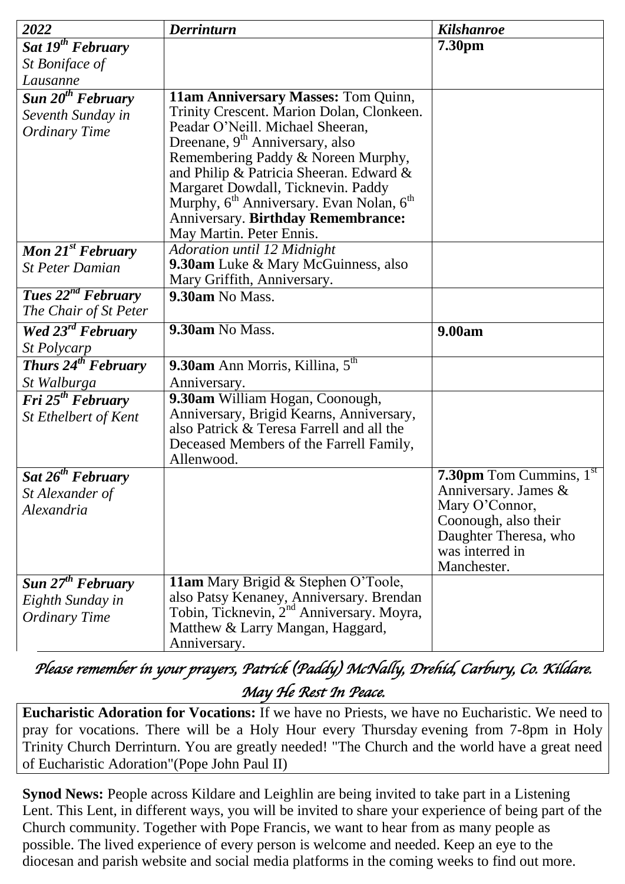| *2022* | *Derrinturn* | *Kilshanroe* |
|---|---|---|
| ***Sat 19th February*** *St Boniface of Lausanne* | | **7.30pm** |
| ***Sun 20th February*** *Seventh Sunday in Ordinary Time* | **11am Anniversary Masses:** Tom Quinn, Trinity Crescent. Marion Dolan, Clonkeen. Peadar O'Neill. Michael Sheeran, Dreenane, 9th Anniversary, also Remembering Paddy & Noreen Murphy, and Philip & Patricia Sheeran. Edward & Margaret Dowdall, Ticknevin. Paddy Murphy, 6th Anniversary. Evan Nolan, 6th Anniversary. **Birthday Remembrance:** May Martin. Peter Ennis. | |
| ***Mon 21st February*** *St Peter Damian* | *Adoration until 12 Midnight* **9.30am** Luke & Mary McGuinness, also Mary Griffith, Anniversary. | |
| ***Tues 22nd February*** *The Chair of St Peter* | **9.30am** No Mass. | |
| ***Wed 23rd February*** *St Polycarp* | **9.30am** No Mass. | **9.00am** |
| ***Thurs 24th February*** *St Walburga* | **9.30am** Ann Morris, Killina, 5th Anniversary. | |
| ***Fri 25th February*** *St Ethelbert of Kent* | **9.30am** William Hogan, Coonough, Anniversary, Brigid Kearns, Anniversary, also Patrick & Teresa Farrell and all the Deceased Members of the Farrell Family, Allenwood. | |
| ***Sat 26th February*** *St Alexander of Alexandria* | | **7.30pm** Tom Cummins, 1st Anniversary. James & Mary O'Connor, Coonough, also their Daughter Theresa, who was interred in Manchester. |
| ***Sun 27th February*** *Eighth Sunday in Ordinary Time* | **11am** Mary Brigid & Stephen O'Toole, also Patsy Kenaney, Anniversary. Brendan Tobin, Ticknevin, 2nd Anniversary. Moyra, Matthew & Larry Mangan, Haggard, Anniversary. | |

*Please remember in your prayers, Patrick (Paddy) McNally, Drehid, Carbury, Co. Kildare. May He Rest In Peace.*

**Eucharistic Adoration for Vocations:** If we have no Priests, we have no Eucharistic. We need to pray for vocations. There will be a Holy Hour every Thursday evening from 7-8pm in Holy Trinity Church Derrinturn. You are greatly needed! "The Church and the world have a great need of Eucharistic Adoration"(Pope John Paul II)

**Synod News:** People across Kildare and Leighlin are being invited to take part in a Listening Lent. This Lent, in different ways, you will be invited to share your experience of being part of the Church community. Together with Pope Francis, we want to hear from as many people as possible. The lived experience of every person is welcome and needed. Keep an eye to the diocesan and parish website and social media platforms in the coming weeks to find out more.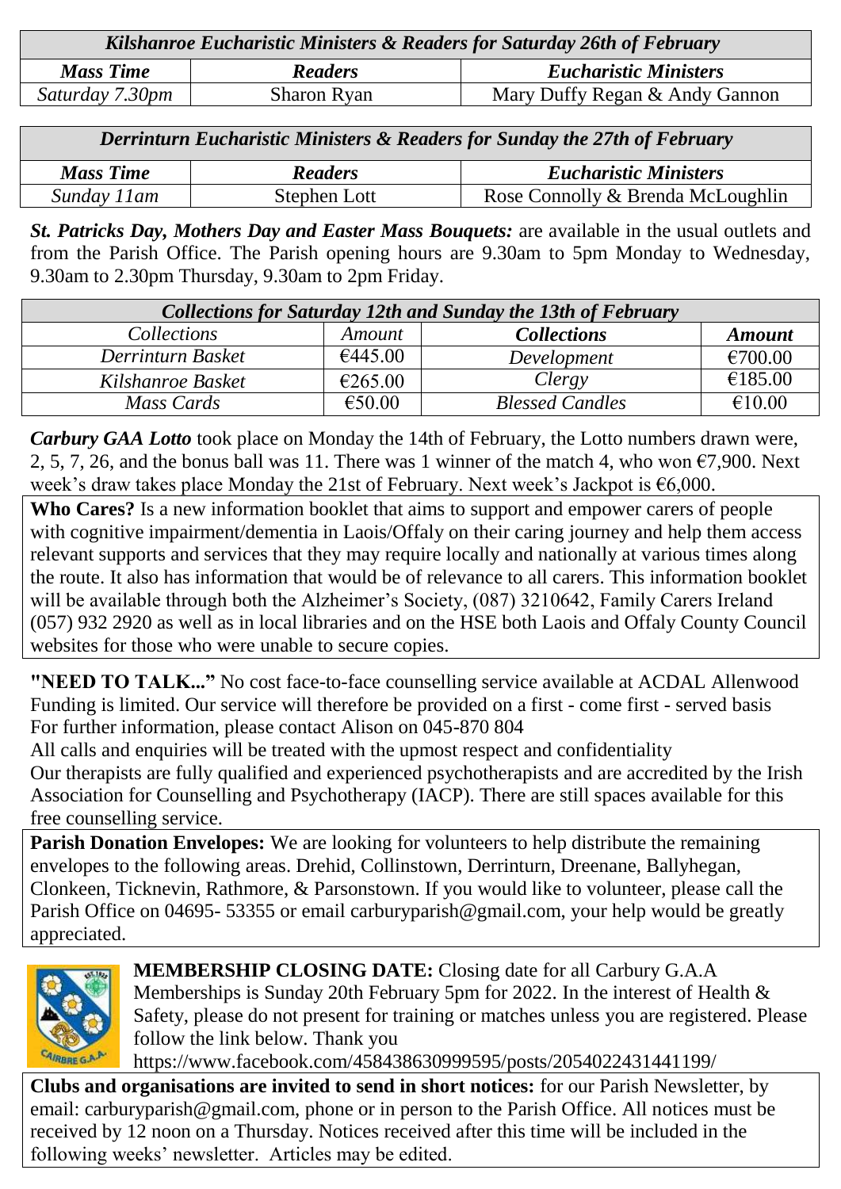| *Kilshanroe Eucharistic Ministers & Readers for Saturday 26th of February* | | |
|---|---|---|
| ***Mass Time*** | ***Readers*** | ***Eucharistic Ministers*** |
| *Saturday 7.30pm* | Sharon Ryan | Mary Duffy Regan & Andy Gannon |

| *Derrinturn Eucharistic Ministers & Readers for Sunday the 27th of February* | | |
|---|---|---|
| ***Mass Time*** | ***Readers*** | ***Eucharistic Ministers*** |
| *Sunday 11am* | Stephen Lott | Rose Connolly & Brenda McLoughlin |

***St. Patricks Day, Mothers Day and Easter Mass Bouquets:*** are available in the usual outlets and from the Parish Office. The Parish opening hours are 9.30am to 5pm Monday to Wednesday, 9.30am to 2.30pm Thursday, 9.30am to 2pm Friday.

| *Collections for Saturday 12th and Sunday the 13th of February* | | | |
|---|---|---|---|
| *Collections* | *Amount* | ***Collections*** | ***Amount*** |
| *Derrinturn Basket* | €445.00 | *Development* | €700.00 |
| *Kilshanroe Basket* | €265.00 | *Clergy* | €185.00 |
| *Mass Cards* | €50.00 | *Blessed Candles* | €10.00 |

***Carbury GAA Lotto*** took place on Monday the 14th of February, the Lotto numbers drawn were, 2, 5, 7, 26, and the bonus ball was 11. There was 1 winner of the match 4, who won €7,900. Next week's draw takes place Monday the 21st of February. Next week's Jackpot is €6,000.

**Who Cares?** Is a new information booklet that aims to support and empower carers of people with cognitive impairment/dementia in Laois/Offaly on their caring journey and help them access relevant supports and services that they may require locally and nationally at various times along the route. It also has information that would be of relevance to all carers. This information booklet will be available through both the Alzheimer's Society, (087) 3210642, Family Carers Ireland (057) 932 2920 as well as in local libraries and on the HSE both Laois and Offaly County Council websites for those who were unable to secure copies.

**"NEED TO TALK..."** No cost face-to-face counselling service available at ACDAL Allenwood
Funding is limited. Our service will therefore be provided on a first - come first - served basis
For further information, please contact Alison on 045-870 804
All calls and enquiries will be treated with the upmost respect and confidentiality
Our therapists are fully qualified and experienced psychotherapists and are accredited by the Irish Association for Counselling and Psychotherapy (IACP). There are still spaces available for this free counselling service.

**Parish Donation Envelopes:** We are looking for volunteers to help distribute the remaining envelopes to the following areas. Drehid, Collinstown, Derrinturn, Dreenane, Ballyhegan, Clonkeen, Ticknevin, Rathmore, & Parsonstown. If you would like to volunteer, please call the Parish Office on 04695- 53355 or email carburyparish@gmail.com, your help would be greatly appreciated.

**MEMBERSHIP CLOSING DATE:** Closing date for all Carbury G.A.A Memberships is Sunday 20th February 5pm for 2022. In the interest of Health & Safety, please do not present for training or matches unless you are registered. Please follow the link below. Thank you
https://www.facebook.com/458438630999595/posts/2054022431441199/

**Clubs and organisations are invited to send in short notices:** for our Parish Newsletter, by email: carburyparish@gmail.com, phone or in person to the Parish Office. All notices must be received by 12 noon on a Thursday. Notices received after this time will be included in the following weeks' newsletter. Articles may be edited.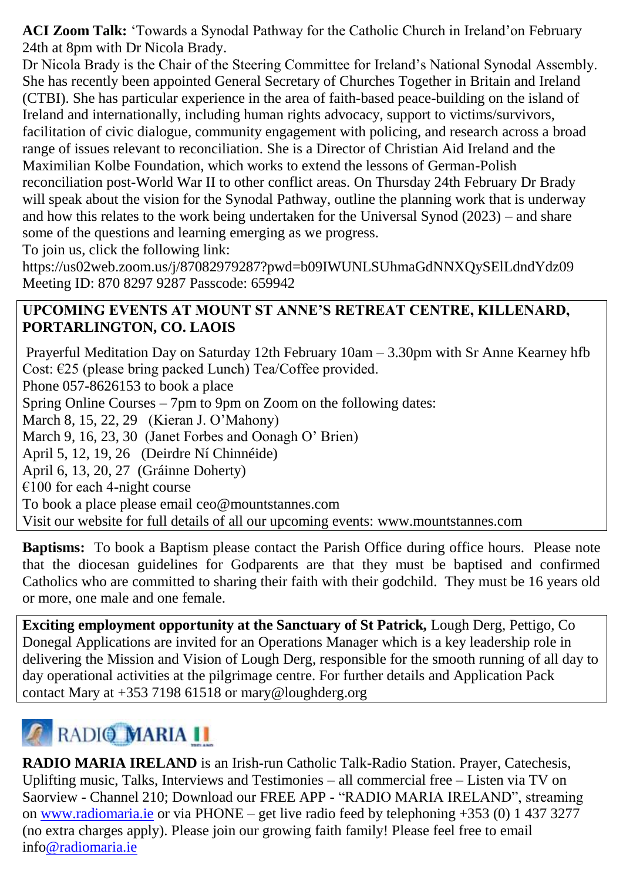**ACI Zoom Talk:** 'Towards a Synodal Pathway for the Catholic Church in Ireland' on February 24th at 8pm with Dr Nicola Brady.

Dr Nicola Brady is the Chair of the Steering Committee for Ireland's National Synodal Assembly. She has recently been appointed General Secretary of Churches Together in Britain and Ireland (CTBI). She has particular experience in the area of faith-based peace-building on the island of Ireland and internationally, including human rights advocacy, support to victims/survivors, facilitation of civic dialogue, community engagement with policing, and research across a broad range of issues relevant to reconciliation. She is a Director of Christian Aid Ireland and the Maximilian Kolbe Foundation, which works to extend the lessons of German-Polish reconciliation post-World War II to other conflict areas. On Thursday 24th February Dr Brady will speak about the vision for the Synodal Pathway, outline the planning work that is underway and how this relates to the work being undertaken for the Universal Synod (2023) – and share some of the questions and learning emerging as we progress.

To join us, click the following link:
https://us02web.zoom.us/j/87082979287?pwd=b09IWUNLSUhmaGdNNXQySElLdndYdz09
Meeting ID: 870 8297 9287 Passcode: 659942

**UPCOMING EVENTS AT MOUNT ST ANNE'S RETREAT CENTRE, KILLENARD, PORTARLINGTON, CO. LAOIS**

Prayerful Meditation Day on Saturday 12th February 10am – 3.30pm with Sr Anne Kearney hfb
Cost: €25 (please bring packed Lunch) Tea/Coffee provided.
Phone 057-8626153 to book a place
Spring Online Courses – 7pm to 9pm on Zoom on the following dates:
March 8, 15, 22, 29 (Kieran J. O'Mahony)
March 9, 16, 23, 30 (Janet Forbes and Oonagh O' Brien)
April 5, 12, 19, 26 (Deirdre Ní Chinnéide)
April 6, 13, 20, 27 (Gráinne Doherty)
€100 for each 4-night course
To book a place please email ceo@mountstannes.com
Visit our website for full details of all our upcoming events: www.mountstannes.com

**Baptisms:** To book a Baptism please contact the Parish Office during office hours. Please note that the diocesan guidelines for Godparents are that they must be baptised and confirmed Catholics who are committed to sharing their faith with their godchild. They must be 16 years old or more, one male and one female.

**Exciting employment opportunity at the Sanctuary of St Patrick,** Lough Derg, Pettigo, Co Donegal Applications are invited for an Operations Manager which is a key leadership role in delivering the Mission and Vision of Lough Derg, responsible for the smooth running of all day to day operational activities at the pilgrimage centre. For further details and Application Pack contact Mary at +353 7198 61518 or mary@loughderg.org

RADIO MARIA

**RADIO MARIA IRELAND** is an Irish-run Catholic Talk-Radio Station. Prayer, Catechesis, Uplifting music, Talks, Interviews and Testimonies – all commercial free – Listen via TV on Saorview - Channel 210; Download our FREE APP - "RADIO MARIA IRELAND", streaming on www.radiomaria.ie or via PHONE – get live radio feed by telephoning +353 (0) 1 437 3277 (no extra charges apply). Please join our growing faith family! Please feel free to email info@radiomaria.ie